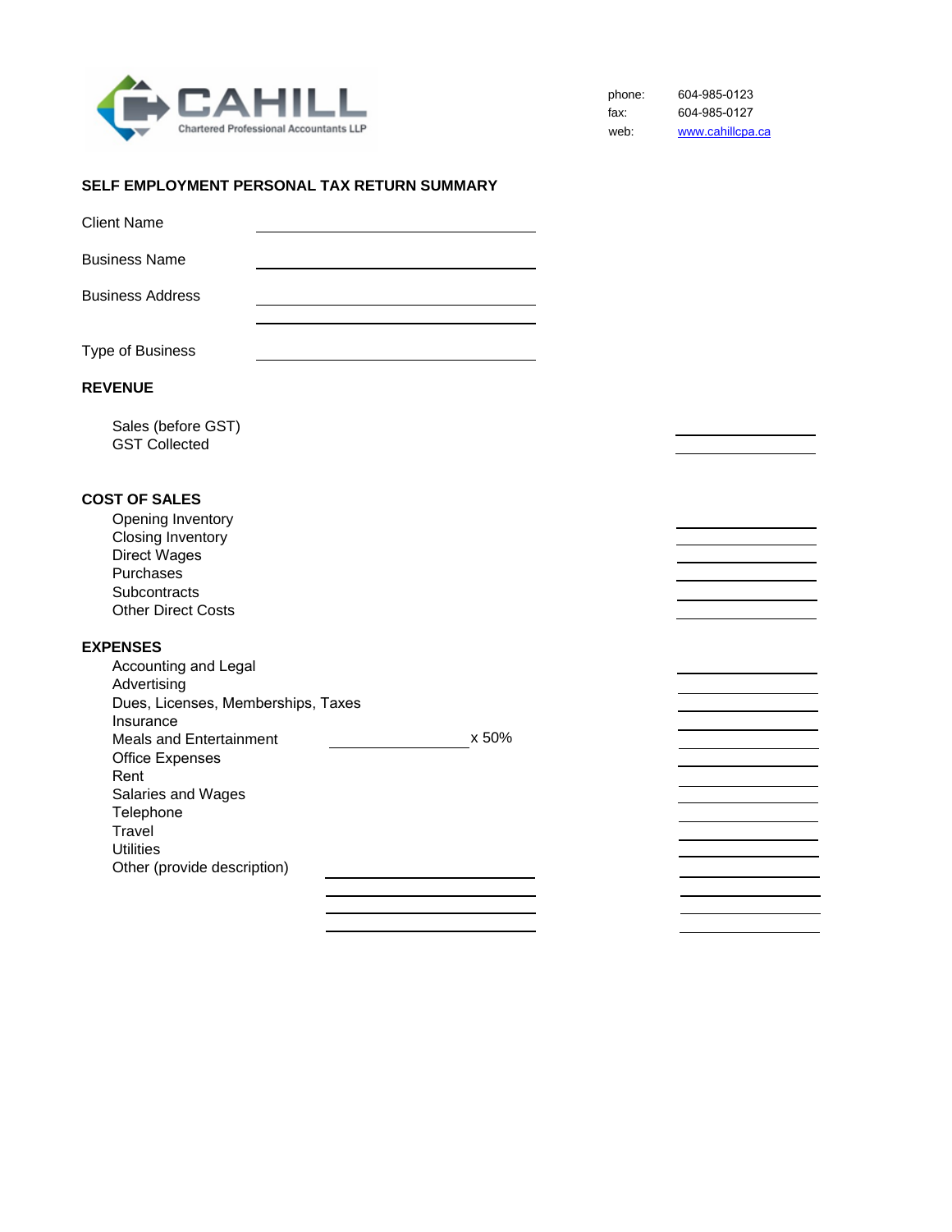CAHILL
Chartered Professional Accountants LLP

phone: 604-985-0123
fax: 604-985-0127
web: www.cahillcpa.ca

## SELF EMPLOYMENT PERSONAL TAX RETURN SUMMARY

Client Name \_\_\_\_\_\_\_\_\_\_\_\_\_\_\_\_\_\_\_\_\_\_\_\_

Business Name \_\_\_\_\_\_\_\_\_\_\_\_\_\_\_\_\_\_\_\_\_\_\_\_

Business Address \_\_\_\_\_\_\_\_\_\_\_\_\_\_\_\_\_\_\_\_\_\_\_\_

\_\_\_\_\_\_\_\_\_\_\_\_\_\_\_\_\_\_\_\_\_\_\_\_

Type of Business \_\_\_\_\_\_\_\_\_\_\_\_\_\_\_\_\_\_\_\_\_\_\_\_

### REVENUE

| | |
|---|---|
| Sales (before GST) | \_\_\_\_\_\_\_\_\_\_ |
| GST Collected | \_\_\_\_\_\_\_\_\_\_ |

### COST OF SALES

| | |
|---|---|
| Opening Inventory | \_\_\_\_\_\_\_\_\_\_ |
| Closing Inventory | \_\_\_\_\_\_\_\_\_\_ |
| Direct Wages | \_\_\_\_\_\_\_\_\_\_ |
| Purchases | \_\_\_\_\_\_\_\_\_\_ |
| Subcontracts | \_\_\_\_\_\_\_\_\_\_ |
| Other Direct Costs | \_\_\_\_\_\_\_\_\_\_ |

### EXPENSES

| | | |
|---|---|---|
| Accounting and Legal | | \_\_\_\_\_\_\_\_\_\_ |
| Advertising | | \_\_\_\_\_\_\_\_\_\_ |
| Dues, Licenses, Memberships, Taxes | | \_\_\_\_\_\_\_\_\_\_ |
| Insurance | | \_\_\_\_\_\_\_\_\_\_ |
| Meals and Entertainment | \_\_\_\_\_\_\_\_\_\_ x 50% | \_\_\_\_\_\_\_\_\_\_ |
| Office Expenses | | \_\_\_\_\_\_\_\_\_\_ |
| Rent | | \_\_\_\_\_\_\_\_\_\_ |
| Salaries and Wages | | \_\_\_\_\_\_\_\_\_\_ |
| Telephone | | \_\_\_\_\_\_\_\_\_\_ |
| Travel | | \_\_\_\_\_\_\_\_\_\_ |
| Utilities | | \_\_\_\_\_\_\_\_\_\_ |
| Other (provide description) | \_\_\_\_\_\_\_\_\_\_ | \_\_\_\_\_\_\_\_\_\_ |
| | \_\_\_\_\_\_\_\_\_\_ | \_\_\_\_\_\_\_\_\_\_ |
| | \_\_\_\_\_\_\_\_\_\_ | \_\_\_\_\_\_\_\_\_\_ |
| | \_\_\_\_\_\_\_\_\_\_ | \_\_\_\_\_\_\_\_\_\_ |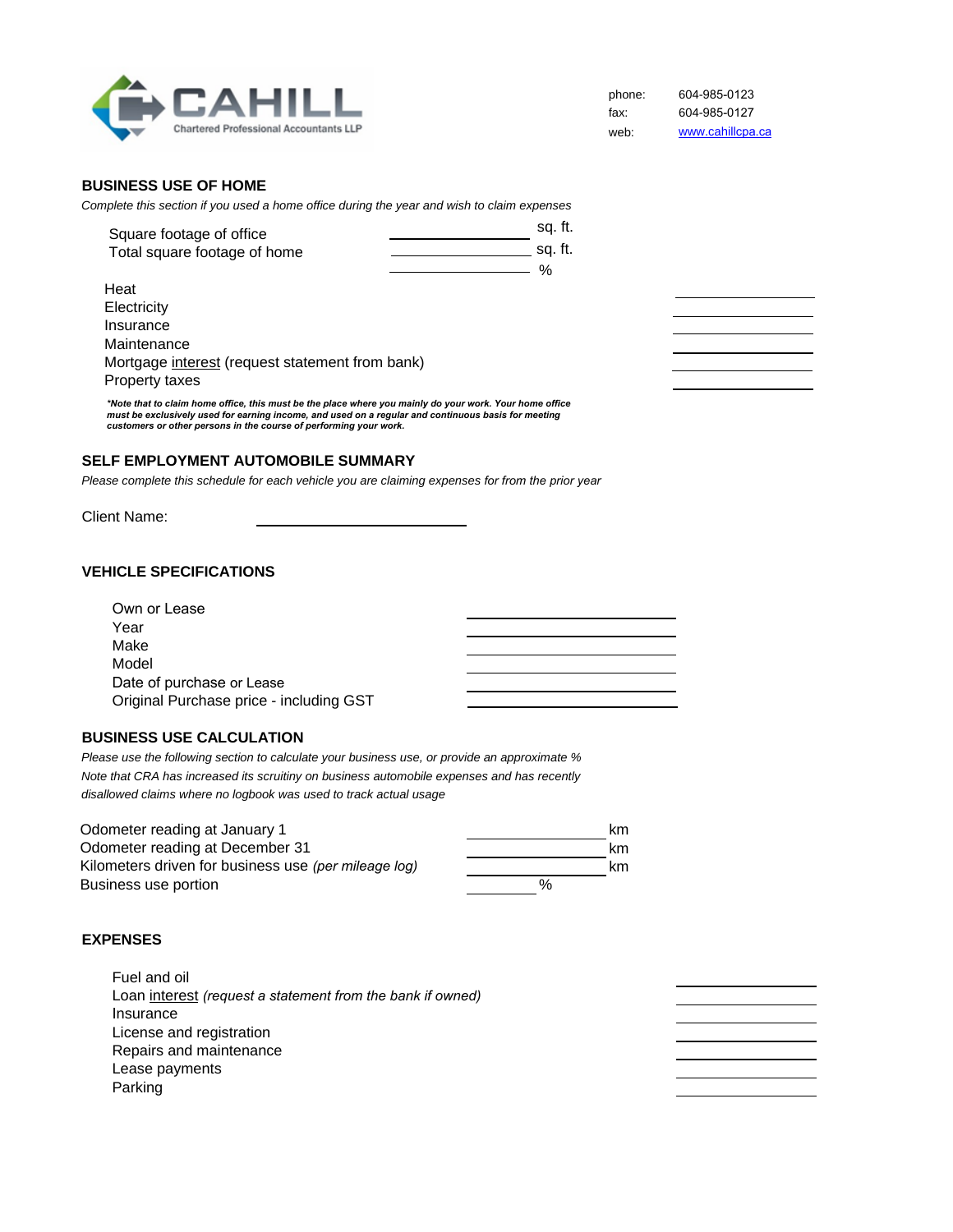CAHILL
Chartered Professional Accountants LLP

phone: 604-985-0123
fax: 604-985-0127
web: www.cahillcpa.ca

## BUSINESS USE OF HOME

*Complete this section if you used a home office during the year and wish to claim expenses*

| | | |
|---|---|---|
| Square footage of office | ______________ | sq. ft. |
| Total square footage of home | ______________ | sq. ft. |
| | ______________ | % |

| | |
|---|---|
| Heat | ______________ |
| Electricity | ______________ |
| Insurance | ______________ |
| Maintenance | ______________ |
| Mortgage interest (request statement from bank) | ______________ |
| Property taxes | ______________ |

***Note that to claim home office, this must be the place where you mainly do your work. Your home office must be exclusively used for earning income, and used on a regular and continuous basis for meeting customers or other persons in the course of performing your work.***

## SELF EMPLOYMENT AUTOMOBILE SUMMARY

*Please complete this schedule for each vehicle you are claiming expenses for from the prior year*

Client Name: ______________________

## VEHICLE SPECIFICATIONS

| | |
|---|---|
| Own or Lease | ______________ |
| Year | ______________ |
| Make | ______________ |
| Model | ______________ |
| Date of purchase or Lease | ______________ |
| Original Purchase price - including GST | ______________ |

## BUSINESS USE CALCULATION

*Please use the following section to calculate your business use, or provide an approximate %*
*Note that CRA has increased its scruitiny on business automobile expenses and has recently disallowed claims where no logbook was used to track actual usage*

| | | |
|---|---|---|
| Odometer reading at January 1 | ______________ | km |
| Odometer reading at December 31 | ______________ | km |
| Kilometers driven for business use *(per mileage log)* | ______________ | km |
| Business use portion | ________ | % |

## EXPENSES

| | |
|---|---|
| Fuel and oil | ______________ |
| Loan interest *(request a statement from the bank if owned)* | ______________ |
| Insurance | ______________ |
| License and registration | ______________ |
| Repairs and maintenance | ______________ |
| Lease payments | ______________ |
| Parking | ______________ |